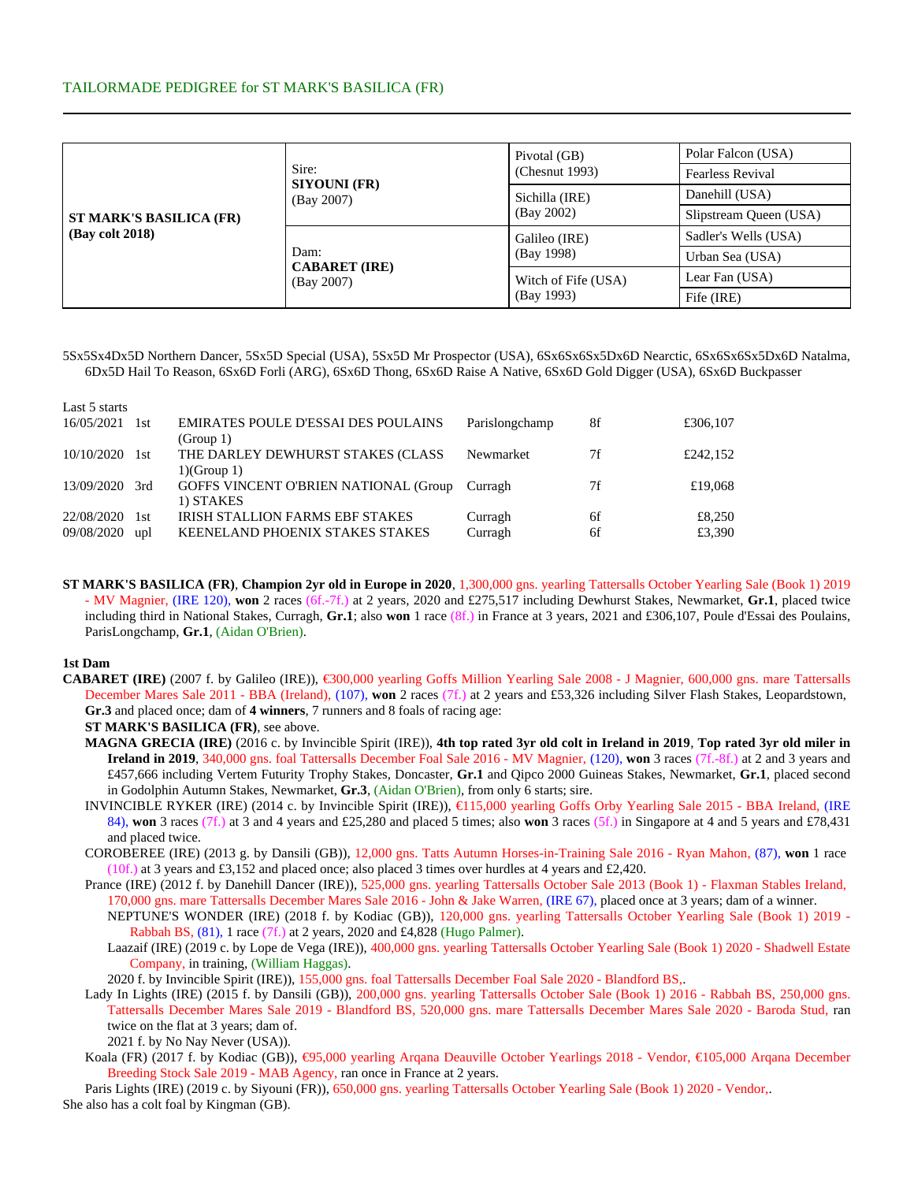TAILORMADE PEDIGREE for ST MARK'S BASILICA (FR)

| | | | |
|---|---|---|---|
| **ST MARK'S BASILICA (FR)** **(Bay colt 2018)** | Sire: **SIYOUNI (FR)** (Bay 2007) | Pivotal (GB) (Chesnut 1993) | Polar Falcon (USA) |
| | | | Fearless Revival |
| | | Sichilla (IRE) (Bay 2002) | Danehill (USA) |
| | | | Slipstream Queen (USA) |
| | Dam: **CABARET (IRE)** (Bay 2007) | Galileo (IRE) (Bay 1998) | Sadler's Wells (USA) |
| | | | Urban Sea (USA) |
| | | Witch of Fife (USA) (Bay 1993) | Lear Fan (USA) |
| | | | Fife (IRE) |

5Sx5Sx4Dx5D Northern Dancer, 5Sx5D Special (USA), 5Sx5D Mr Prospector (USA), 6Sx6Sx6Sx5Dx6D Nearctic, 6Sx6Sx6Sx5Dx6D Natalma, 6Dx5D Hail To Reason, 6Sx6D Forli (ARG), 6Sx6D Thong, 6Sx6D Raise A Native, 6Sx6D Gold Digger (USA), 6Sx6D Buckpasser

Last 5 starts

| | | | | | |
|---|---|---|---|---|---|
| 16/05/2021 | 1st | EMIRATES POULE D'ESSAI DES POULAINS (Group 1) | Parislongchamp | 8f | £306,107 |
| 10/10/2020 | 1st | THE DARLEY DEWHURST STAKES (CLASS 1)(Group 1) | Newmarket | 7f | £242,152 |
| 13/09/2020 | 3rd | GOFFS VINCENT O'BRIEN NATIONAL (Group 1) STAKES | Curragh | 7f | £19,068 |
| 22/08/2020 | 1st | IRISH STALLION FARMS EBF STAKES | Curragh | 6f | £8,250 |
| 09/08/2020 | upl | KEENELAND PHOENIX STAKES STAKES | Curragh | 6f | £3,390 |

**ST MARK'S BASILICA (FR)**, **Champion 2yr old in Europe in 2020**, 1,300,000 gns. yearling Tattersalls October Yearling Sale (Book 1) 2019 - MV Magnier, (IRE 120), **won** 2 races (6f.-7f.) at 2 years, 2020 and £275,517 including Dewhurst Stakes, Newmarket, **Gr.1**, placed twice including third in National Stakes, Curragh, **Gr.1**; also **won** 1 race (8f.) in France at 3 years, 2021 and £306,107, Poule d'Essai des Poulains, ParisLongchamp, **Gr.1**, (Aidan O'Brien).

**1st Dam**

**CABARET (IRE)** (2007 f. by Galileo (IRE)), €300,000 yearling Goffs Million Yearling Sale 2008 - J Magnier, 600,000 gns. mare Tattersalls December Mares Sale 2011 - BBA (Ireland), (107), **won** 2 races (7f.) at 2 years and £53,326 including Silver Flash Stakes, Leopardstown, **Gr.3** and placed once; dam of **4 winners**, 7 runners and 8 foals of racing age:

**ST MARK'S BASILICA (FR)**, see above.

**MAGNA GRECIA (IRE)** (2016 c. by Invincible Spirit (IRE)), **4th top rated 3yr old colt in Ireland in 2019**, **Top rated 3yr old miler in Ireland in 2019**, 340,000 gns. foal Tattersalls December Foal Sale 2016 - MV Magnier, (120), **won** 3 races (7f.-8f.) at 2 and 3 years and £457,666 including Vertem Futurity Trophy Stakes, Doncaster, **Gr.1** and Qipco 2000 Guineas Stakes, Newmarket, **Gr.1**, placed second in Godolphin Autumn Stakes, Newmarket, **Gr.3**, (Aidan O'Brien), from only 6 starts; sire.

INVINCIBLE RYKER (IRE) (2014 c. by Invincible Spirit (IRE)), €115,000 yearling Goffs Orby Yearling Sale 2015 - BBA Ireland, (IRE 84), **won** 3 races (7f.) at 3 and 4 years and £25,280 and placed 5 times; also **won** 3 races (5f.) in Singapore at 4 and 5 years and £78,431 and placed twice.

COROBEREE (IRE) (2013 g. by Dansili (GB)), 12,000 gns. Tatts Autumn Horses-in-Training Sale 2016 - Ryan Mahon, (87), **won** 1 race (10f.) at 3 years and £3,152 and placed once; also placed 3 times over hurdles at 4 years and £2,420.

Prance (IRE) (2012 f. by Danehill Dancer (IRE)), 525,000 gns. yearling Tattersalls October Sale 2013 (Book 1) - Flaxman Stables Ireland, 170,000 gns. mare Tattersalls December Mares Sale 2016 - John & Jake Warren, (IRE 67), placed once at 3 years; dam of a winner.

NEPTUNE'S WONDER (IRE) (2018 f. by Kodiac (GB)), 120,000 gns. yearling Tattersalls October Yearling Sale (Book 1) 2019 - Rabbah BS, (81), 1 race (7f.) at 2 years, 2020 and £4,828 (Hugo Palmer).

Laazaif (IRE) (2019 c. by Lope de Vega (IRE)), 400,000 gns. yearling Tattersalls October Yearling Sale (Book 1) 2020 - Shadwell Estate Company, in training, (William Haggas).

2020 f. by Invincible Spirit (IRE)), 155,000 gns. foal Tattersalls December Foal Sale 2020 - Blandford BS,.

Lady In Lights (IRE) (2015 f. by Dansili (GB)), 200,000 gns. yearling Tattersalls October Sale (Book 1) 2016 - Rabbah BS, 250,000 gns. Tattersalls December Mares Sale 2019 - Blandford BS, 520,000 gns. mare Tattersalls December Mares Sale 2020 - Baroda Stud, ran twice on the flat at 3 years; dam of.

2021 f. by No Nay Never (USA)).

Koala (FR) (2017 f. by Kodiac (GB)), €95,000 yearling Arqana Deauville October Yearlings 2018 - Vendor, €105,000 Arqana December Breeding Stock Sale 2019 - MAB Agency, ran once in France at 2 years.

Paris Lights (IRE) (2019 c. by Siyouni (FR)), 650,000 gns. yearling Tattersalls October Yearling Sale (Book 1) 2020 - Vendor,.

She also has a colt foal by Kingman (GB).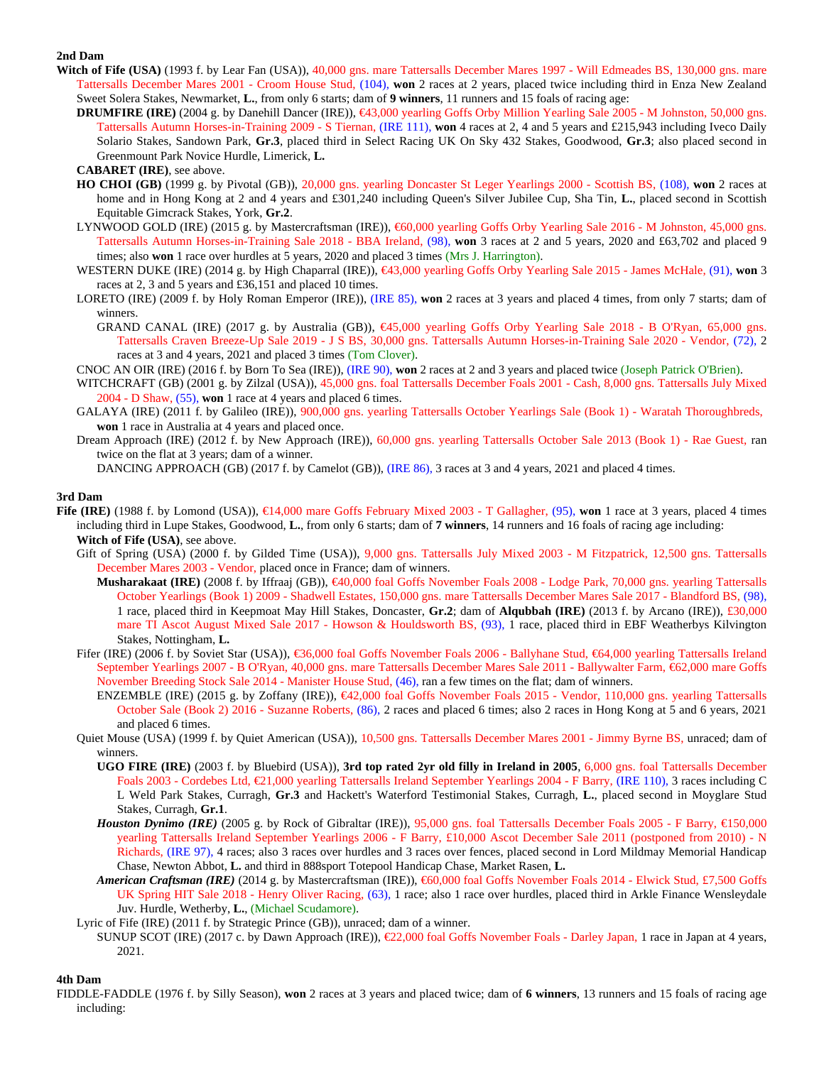### 2nd Dam

**Witch of Fife (USA)** (1993 f. by Lear Fan (USA)), 40,000 gns. mare Tattersalls December Mares 1997 - Will Edmeades BS, 130,000 gns. mare Tattersalls December Mares 2001 - Croom House Stud, (104), **won** 2 races at 2 years, placed twice including third in Enza New Zealand Sweet Solera Stakes, Newmarket, **L.**, from only 6 starts; dam of **9 winners**, 11 runners and 15 foals of racing age:

- **DRUMFIRE (IRE)** (2004 g. by Danehill Dancer (IRE)), €43,000 yearling Goffs Orby Million Yearling Sale 2005 - M Johnston, 50,000 gns. Tattersalls Autumn Horses-in-Training 2009 - S Tiernan, (IRE 111), **won** 4 races at 2, 4 and 5 years and £215,943 including Iveco Daily Solario Stakes, Sandown Park, **Gr.3**, placed third in Select Racing UK On Sky 432 Stakes, Goodwood, **Gr.3**; also placed second in Greenmount Park Novice Hurdle, Limerick, **L.**
- **CABARET (IRE)**, see above.
- **HO CHOI (GB)** (1999 g. by Pivotal (GB)), 20,000 gns. yearling Doncaster St Leger Yearlings 2000 - Scottish BS, (108), **won** 2 races at home and in Hong Kong at 2 and 4 years and £301,240 including Queen's Silver Jubilee Cup, Sha Tin, **L.**, placed second in Scottish Equitable Gimcrack Stakes, York, **Gr.2**.
- LYNWOOD GOLD (IRE) (2015 g. by Mastercraftsman (IRE)), €60,000 yearling Goffs Orby Yearling Sale 2016 - M Johnston, 45,000 gns. Tattersalls Autumn Horses-in-Training Sale 2018 - BBA Ireland, (98), **won** 3 races at 2 and 5 years, 2020 and £63,702 and placed 9 times; also **won** 1 race over hurdles at 5 years, 2020 and placed 3 times (Mrs J. Harrington).
- WESTERN DUKE (IRE) (2014 g. by High Chaparral (IRE)), €43,000 yearling Goffs Orby Yearling Sale 2015 - James McHale, (91), **won** 3 races at 2, 3 and 5 years and £36,151 and placed 10 times.
- LORETO (IRE) (2009 f. by Holy Roman Emperor (IRE)), (IRE 85), **won** 2 races at 3 years and placed 4 times, from only 7 starts; dam of winners.
  - GRAND CANAL (IRE) (2017 g. by Australia (GB)), €45,000 yearling Goffs Orby Yearling Sale 2018 - B O'Ryan, 65,000 gns. Tattersalls Craven Breeze-Up Sale 2019 - J S BS, 30,000 gns. Tattersalls Autumn Horses-in-Training Sale 2020 - Vendor, (72), 2 races at 3 and 4 years, 2021 and placed 3 times (Tom Clover).
- CNOC AN OIR (IRE) (2016 f. by Born To Sea (IRE)), (IRE 90), **won** 2 races at 2 and 3 years and placed twice (Joseph Patrick O'Brien).
- WITCHCRAFT (GB) (2001 g. by Zilzal (USA)), 45,000 gns. foal Tattersalls December Foals 2001 - Cash, 8,000 gns. Tattersalls July Mixed 2004 - D Shaw, (55), **won** 1 race at 4 years and placed 6 times.
- GALAYA (IRE) (2011 f. by Galileo (IRE)), 900,000 gns. yearling Tattersalls October Yearlings Sale (Book 1) - Waratah Thoroughbreds, **won** 1 race in Australia at 4 years and placed once.
- Dream Approach (IRE) (2012 f. by New Approach (IRE)), 60,000 gns. yearling Tattersalls October Sale 2013 (Book 1) - Rae Guest, ran twice on the flat at 3 years; dam of a winner.
  - DANCING APPROACH (GB) (2017 f. by Camelot (GB)), (IRE 86), 3 races at 3 and 4 years, 2021 and placed 4 times.

### 3rd Dam

**Fife (IRE)** (1988 f. by Lomond (USA)), €14,000 mare Goffs February Mixed 2003 - T Gallagher, (95), **won** 1 race at 3 years, placed 4 times including third in Lupe Stakes, Goodwood, **L.**, from only 6 starts; dam of **7 winners**, 14 runners and 16 foals of racing age including:

- **Witch of Fife (USA)**, see above.
- Gift of Spring (USA) (2000 f. by Gilded Time (USA)), 9,000 gns. Tattersalls July Mixed 2003 - M Fitzpatrick, 12,500 gns. Tattersalls December Mares 2003 - Vendor, placed once in France; dam of winners.
  - **Musharakaat (IRE)** (2008 f. by Iffraaj (GB)), €40,000 foal Goffs November Foals 2008 - Lodge Park, 70,000 gns. yearling Tattersalls October Yearlings (Book 1) 2009 - Shadwell Estates, 150,000 gns. mare Tattersalls December Mares Sale 2017 - Blandford BS, (98), 1 race, placed third in Keepmoat May Hill Stakes, Doncaster, **Gr.2**; dam of **Alqubbah (IRE)** (2013 f. by Arcano (IRE)), £30,000 mare TI Ascot August Mixed Sale 2017 - Howson & Houldsworth BS, (93), 1 race, placed third in EBF Weatherbys Kilvington Stakes, Nottingham, **L.**
- Fifer (IRE) (2006 f. by Soviet Star (USA)), €36,000 foal Goffs November Foals 2006 - Ballyhane Stud, €64,000 yearling Tattersalls Ireland September Yearlings 2007 - B O'Ryan, 40,000 gns. mare Tattersalls December Mares Sale 2011 - Ballywalter Farm, €62,000 mare Goffs November Breeding Stock Sale 2014 - Manister House Stud, (46), ran a few times on the flat; dam of winners.
  - ENZEMBLE (IRE) (2015 g. by Zoffany (IRE)), €42,000 foal Goffs November Foals 2015 - Vendor, 110,000 gns. yearling Tattersalls October Sale (Book 2) 2016 - Suzanne Roberts, (86), 2 races and placed 6 times; also 2 races in Hong Kong at 5 and 6 years, 2021 and placed 6 times.
- Quiet Mouse (USA) (1999 f. by Quiet American (USA)), 10,500 gns. Tattersalls December Mares 2001 - Jimmy Byrne BS, unraced; dam of winners.
  - **UGO FIRE (IRE)** (2003 f. by Bluebird (USA)), **3rd top rated 2yr old filly in Ireland in 2005**, 6,000 gns. foal Tattersalls December Foals 2003 - Cordebes Ltd, €21,000 yearling Tattersalls Ireland September Yearlings 2004 - F Barry, (IRE 110), 3 races including C L Weld Park Stakes, Curragh, **Gr.3** and Hackett's Waterford Testimonial Stakes, Curragh, **L.**, placed second in Moyglare Stud Stakes, Curragh, **Gr.1**.
  - ***Houston Dynimo (IRE)*** (2005 g. by Rock of Gibraltar (IRE)), 95,000 gns. foal Tattersalls December Foals 2005 - F Barry, €150,000 yearling Tattersalls Ireland September Yearlings 2006 - F Barry, £10,000 Ascot December Sale 2011 (postponed from 2010) - N Richards, (IRE 97), 4 races; also 3 races over hurdles and 3 races over fences, placed second in Lord Mildmay Memorial Handicap Chase, Newton Abbot, **L.** and third in 888sport Totepool Handicap Chase, Market Rasen, **L.**
  - ***American Craftsman (IRE)*** (2014 g. by Mastercraftsman (IRE)), €60,000 foal Goffs November Foals 2014 - Elwick Stud, £7,500 Goffs UK Spring HIT Sale 2018 - Henry Oliver Racing, (63), 1 race; also 1 race over hurdles, placed third in Arkle Finance Wensleydale Juv. Hurdle, Wetherby, **L.**, (Michael Scudamore).
- Lyric of Fife (IRE) (2011 f. by Strategic Prince (GB)), unraced; dam of a winner.
  - SUNUP SCOT (IRE) (2017 c. by Dawn Approach (IRE)), €22,000 foal Goffs November Foals - Darley Japan, 1 race in Japan at 4 years, 2021.

### 4th Dam

FIDDLE-FADDLE (1976 f. by Silly Season), **won** 2 races at 3 years and placed twice; dam of **6 winners**, 13 runners and 15 foals of racing age including: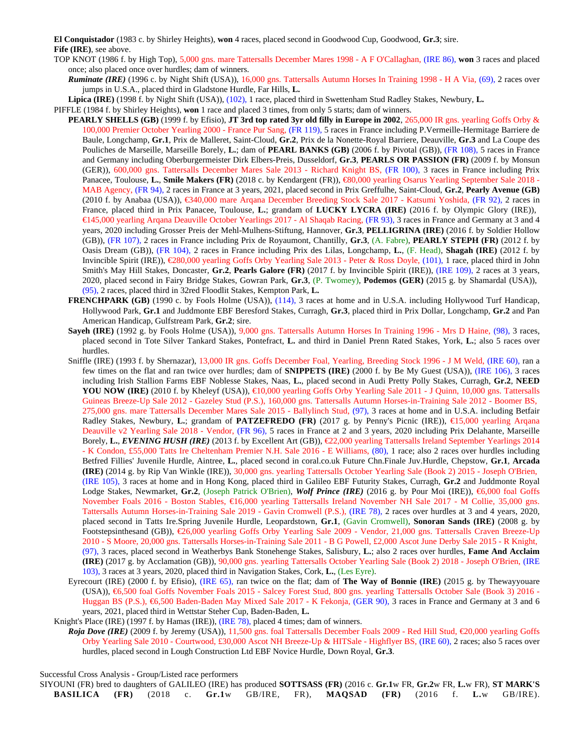**El Conquistador** (1983 c. by Shirley Heights), **won** 4 races, placed second in Goodwood Cup, Goodwood, **Gr.3**; sire.

**Fife (IRE)**, see above.

TOP KNOT (1986 f. by High Top), 5,000 gns. mare Tattersalls December Mares 1998 - A F O'Callaghan, (IRE 86), **won** 3 races and placed once; also placed once over hurdles; dam of winners.

***Ruminate (IRE)*** (1996 c. by Night Shift (USA)), 16,000 gns. Tattersalls Autumn Horses In Training 1998 - H A Via, (69), 2 races over jumps in U.S.A., placed third in Gladstone Hurdle, Far Hills, **L.**

**Lipica (IRE)** (1998 f. by Night Shift (USA)), (102), 1 race, placed third in Swettenham Stud Radley Stakes, Newbury, **L.**

PIFFLE (1984 f. by Shirley Heights), **won** 1 race and placed 3 times, from only 5 starts; dam of winners.

**PEARLY SHELLS (GB)** (1999 f. by Efisio), **JT 3rd top rated 3yr old filly in Europe in 2002**, 265,000 IR gns. yearling Goffs Orby & 100,000 Premier October Yearling 2000 - France Pur Sang, (FR 119), 5 races in France including P.Vermeille-Hermitage Barriere de Baule, Longchamp, **Gr.1**, Prix de Malleret, Saint-Cloud, **Gr.2**, Prix de la Nonette-Royal Barriere, Deauville, **Gr.3** and La Coupe des Pouliches de Marseille, Marseille Borely, **L.**; dam of **PEARL BANKS (GB)** (2006 f. by Pivotal (GB)), (FR 108), 5 races in France and Germany including Oberburgermeister Dirk Elbers-Preis, Dusseldorf, **Gr.3**, **PEARLS OR PASSION (FR)** (2009 f. by Monsun (GER)), 600,000 gns. Tattersalls December Mares Sale 2013 - Richard Knight BS, (FR 100), 3 races in France including Prix Panacee, Toulouse, **L.**, **Smile Makers (FR)** (2018 c. by Kendargent (FR)), €80,000 yearling Osarus Yearling September Sale 2018 - MAB Agency, (FR 94), 2 races in France at 3 years, 2021, placed second in Prix Greffulhe, Saint-Cloud, **Gr.2**, **Pearly Avenue (GB)** (2010 f. by Anabaa (USA)), €340,000 mare Arqana December Breeding Stock Sale 2017 - Katsumi Yoshida, (FR 92), 2 races in France, placed third in Prix Panacee, Toulouse, **L.**; grandam of **LUCKY LYCRA (IRE)** (2016 f. by Olympic Glory (IRE)), €145,000 yearling Arqana Deauville October Yearlings 2017 - Al Shaqab Racing, (FR 93), 3 races in France and Germany at 3 and 4 years, 2020 including Grosser Preis der Mehl-Mulhens-Stiftung, Hannover, **Gr.3**, **PELLIGRINA (IRE)** (2016 f. by Soldier Hollow (GB)), (FR 107), 2 races in France including Prix de Royaumont, Chantilly, **Gr.3**, (A. Fabre), **PEARLY STEPH (FR)** (2012 f. by Oasis Dream (GB)), (FR 104), 2 races in France including Prix des Lilas, Longchamp, **L.**, (F. Head), **Shagah (IRE)** (2012 f. by Invincible Spirit (IRE)), €280,000 yearling Goffs Orby Yearling Sale 2013 - Peter & Ross Doyle, (101), 1 race, placed third in John Smith's May Hill Stakes, Doncaster, **Gr.2**, **Pearls Galore (FR)** (2017 f. by Invincible Spirit (IRE)), (IRE 109), 2 races at 3 years, 2020, placed second in Fairy Bridge Stakes, Gowran Park, **Gr.3**, (P. Twomey), **Podemos (GER)** (2015 g. by Shamardal (USA)), (95), 2 races, placed third in 32red Floodlit Stakes, Kempton Park, **L.**

**FRENCHPARK (GB)** (1990 c. by Fools Holme (USA)), (114), 3 races at home and in U.S.A. including Hollywood Turf Handicap, Hollywood Park, **Gr.1** and Juddmonte EBF Beresford Stakes, Curragh, **Gr.3**, placed third in Prix Dollar, Longchamp, **Gr.2** and Pan American Handicap, Gulfstream Park, **Gr.2**; sire.

**Sayeh (IRE)** (1992 g. by Fools Holme (USA)), 9,000 gns. Tattersalls Autumn Horses In Training 1996 - Mrs D Haine, (98), 3 races, placed second in Tote Silver Tankard Stakes, Pontefract, **L.** and third in Daniel Prenn Rated Stakes, York, **L.**; also 5 races over hurdles.

Sniffle (IRE) (1993 f. by Shernazar), 13,000 IR gns. Goffs December Foal, Yearling, Breeding Stock 1996 - J M Weld, (IRE 60), ran a few times on the flat and ran twice over hurdles; dam of **SNIPPETS (IRE)** (2000 f. by Be My Guest (USA)), (IRE 106), 3 races including Irish Stallion Farms EBF Noblesse Stakes, Naas, **L.**, placed second in Audi Pretty Polly Stakes, Curragh, **Gr.2**, **NEED YOU NOW (IRE)** (2010 f. by Kheleyf (USA)), €10,000 yearling Goffs Orby Yearling Sale 2011 - J Quinn, 10,000 gns. Tattersalls Guineas Breeze-Up Sale 2012 - Gazeley Stud (P.S.), 160,000 gns. Tattersalls Autumn Horses-in-Training Sale 2012 - Boomer BS, 275,000 gns. mare Tattersalls December Mares Sale 2015 - Ballylinch Stud, (97), 3 races at home and in U.S.A. including Betfair Radley Stakes, Newbury, **L.**; grandam of **PATZEFREDO (FR)** (2017 g. by Penny's Picnic (IRE)), €15,000 yearling Arqana Deauville v2 Yearling Sale 2018 - Vendor, (FR 96), 5 races in France at 2 and 3 years, 2020 including Prix Delahante, Marseille Borely, **L.**, ***EVENING HUSH (IRE)*** (2013 f. by Excellent Art (GB)), €22,000 yearling Tattersalls Ireland September Yearlings 2014 - K Condon, £55,000 Tatts Ire Cheltenham Premier N.H. Sale 2016 - E Williams, (80), 1 race; also 2 races over hurdles including Betfred Fillies' Juvenile Hurdle, Aintree, **L.**, placed second in coral.co.uk Future Chn.Finale Juv.Hurdle, Chepstow, **Gr.1**, **Arcada (IRE)** (2014 g. by Rip Van Winkle (IRE)), 30,000 gns. yearling Tattersalls October Yearling Sale (Book 2) 2015 - Joseph O'Brien, (IRE 105), 3 races at home and in Hong Kong, placed third in Galileo EBF Futurity Stakes, Curragh, **Gr.2** and Juddmonte Royal Lodge Stakes, Newmarket, **Gr.2**, (Joseph Patrick O'Brien), ***Wolf Prince (IRE)*** (2016 g. by Pour Moi (IRE)), €6,000 foal Goffs November Foals 2016 - Boston Stables, €16,000 yearling Tattersalls Ireland November NH Sale 2017 - M Collie, 35,000 gns. Tattersalls Autumn Horses-in-Training Sale 2019 - Gavin Cromwell (P.S.), (IRE 78), 2 races over hurdles at 3 and 4 years, 2020, placed second in Tatts Ire.Spring Juvenile Hurdle, Leopardstown, **Gr.1**, (Gavin Cromwell), **Sonoran Sands (IRE)** (2008 g. by Footstepsinthesand (GB)), €26,000 yearling Goffs Orby Yearling Sale 2009 - Vendor, 21,000 gns. Tattersalls Craven Breeze-Up 2010 - S Moore, 20,000 gns. Tattersalls Horses-in-Training Sale 2011 - B G Powell, £2,000 Ascot June Derby Sale 2015 - R Knight, (97), 3 races, placed second in Weatherbys Bank Stonehenge Stakes, Salisbury, **L.**; also 2 races over hurdles, **Fame And Acclaim (IRE)** (2017 g. by Acclamation (GB)), 90,000 gns. yearling Tattersalls October Yearling Sale (Book 2) 2018 - Joseph O'Brien, (IRE 103), 3 races at 3 years, 2020, placed third in Navigation Stakes, Cork, **L.**, (Les Eyre).

Eyrecourt (IRE) (2000 f. by Efisio), (IRE 65), ran twice on the flat; dam of **The Way of Bonnie (IRE)** (2015 g. by Thewayyouare (USA)), €6,500 foal Goffs November Foals 2015 - Salcey Forest Stud, 800 gns. yearling Tattersalls October Sale (Book 3) 2016 - Huggan BS (P.S.), €6,500 Baden-Baden May Mixed Sale 2017 - K Fekonja, (GER 90), 3 races in France and Germany at 3 and 6 years, 2021, placed third in Wettstar Steher Cup, Baden-Baden, **L.**

Knight's Place (IRE) (1997 f. by Hamas (IRE)), (IRE 78), placed 4 times; dam of winners.

***Roja Dove (IRE)*** (2009 f. by Jeremy (USA)), 11,500 gns. foal Tattersalls December Foals 2009 - Red Hill Stud, €20,000 yearling Goffs Orby Yearling Sale 2010 - Courtwood, £30,000 Ascot NH Breeze-Up & HITSale - Highflyer BS, (IRE 60), 2 races; also 5 races over hurdles, placed second in Lough Construction Ltd EBF Novice Hurdle, Down Royal, **Gr.3**.

Successful Cross Analysis - Group/Listed race performers

SIYOUNI (FR) bred to daughters of GALILEO (IRE) has produced **SOTTSASS (FR)** (2016 c. **Gr.1**w FR, **Gr.2**w FR, **L.**w FR), **ST MARK'S BASILICA (FR)** (2018 c. **Gr.1**w GB/IRE, FR), **MAQSAD (FR)** (2016 f. **L.**w GB/IRE).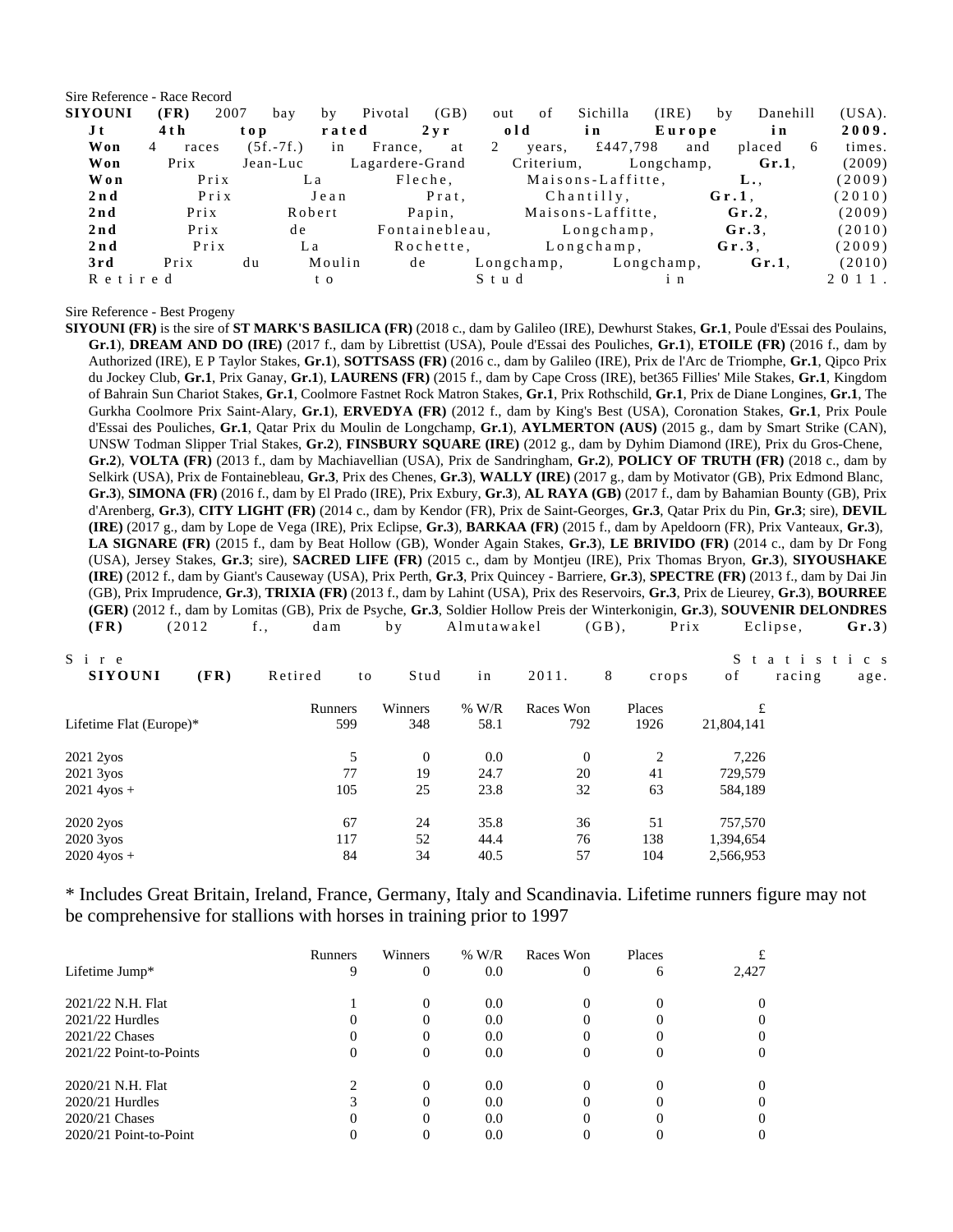Sire Reference - Race Record

**SIYOUNI (FR)** 2007 bay by Pivotal (GB) out of Sichilla (IRE) by Danehill (USA).
**Jt 4th top rated 2yr old in Europe in 2009.**
**Won** 4 races (5f.-7f.) in France, at 2 years, £447,798 and placed 6 times.
**Won** Prix Jean-Luc Lagardere-Grand Criterium, Longchamp, **Gr.1**, (2009)
**Won** Prix La Fleche, Maisons-Laffitte, **L.**, (2009)
**2nd** Prix Jean Prat, Chantilly, **Gr.1**, (2010)
**2nd** Prix Robert Papin, Maisons-Laffitte, **Gr.2**, (2009)
**2nd** Prix de Fontainebleau, Longchamp, **Gr.3**, (2010)
**2nd** Prix La Rochette, Longchamp, **Gr.3**, (2009)
**3rd** Prix du Moulin de Longchamp, Longchamp, **Gr.1**, (2010)
Retired to Stud in 2011.

Sire Reference - Best Progeny

**SIYOUNI (FR)** is the sire of **ST MARK'S BASILICA (FR)** (2018 c., dam by Galileo (IRE), Dewhurst Stakes, **Gr.1**, Poule d'Essai des Poulains, **Gr.1**), **DREAM AND DO (IRE)** (2017 f., dam by Librettist (USA), Poule d'Essai des Pouliches, **Gr.1**), **ETOILE (FR)** (2016 f., dam by Authorized (IRE), E P Taylor Stakes, **Gr.1**), **SOTTSASS (FR)** (2016 c., dam by Galileo (IRE), Prix de l'Arc de Triomphe, **Gr.1**, Qipco Prix du Jockey Club, **Gr.1**, Prix Ganay, **Gr.1**), **LAURENS (FR)** (2015 f., dam by Cape Cross (IRE), bet365 Fillies' Mile Stakes, **Gr.1**, Kingdom of Bahrain Sun Chariot Stakes, **Gr.1**, Coolmore Fastnet Rock Matron Stakes, **Gr.1**, Prix Rothschild, **Gr.1**, Prix de Diane Longines, **Gr.1**, The Gurkha Coolmore Prix Saint-Alary, **Gr.1**), **ERVEDYA (FR)** (2012 f., dam by King's Best (USA), Coronation Stakes, **Gr.1**, Prix Poule d'Essai des Pouliches, **Gr.1**, Qatar Prix du Moulin de Longchamp, **Gr.1**), **AYLMERTON (AUS)** (2015 g., dam by Smart Strike (CAN), UNSW Todman Slipper Trial Stakes, **Gr.2**), **FINSBURY SQUARE (IRE)** (2012 g., dam by Dyhim Diamond (IRE), Prix du Gros-Chene, **Gr.2**), **VOLTA (FR)** (2013 f., dam by Machiavellian (USA), Prix de Sandringham, **Gr.2**), **POLICY OF TRUTH (FR)** (2018 c., dam by Selkirk (USA), Prix de Fontainebleau, **Gr.3**, Prix des Chenes, **Gr.3**), **WALLY (IRE)** (2017 g., dam by Motivator (GB), Prix Edmond Blanc, **Gr.3**), **SIMONA (FR)** (2016 f., dam by El Prado (IRE), Prix Exbury, **Gr.3**), **AL RAYA (GB)** (2017 f., dam by Bahamian Bounty (GB), Prix d'Arenberg, **Gr.3**), **CITY LIGHT (FR)** (2014 c., dam by Kendor (FR), Prix de Saint-Georges, **Gr.3**, Qatar Prix du Pin, **Gr.3**; sire), **DEVIL (IRE)** (2017 g., dam by Lope de Vega (IRE), Prix Eclipse, **Gr.3**), **BARKAA (FR)** (2015 f., dam by Apeldoorn (FR), Prix Vanteaux, **Gr.3**), **LA SIGNARE (FR)** (2015 f., dam by Beat Hollow (GB), Wonder Again Stakes, **Gr.3**), **LE BRIVIDO (FR)** (2014 c., dam by Dr Fong (USA), Jersey Stakes, **Gr.3**; sire), **SACRED LIFE (FR)** (2015 c., dam by Montjeu (IRE), Prix Thomas Bryon, **Gr.3**), **SIYOUSHAKE (IRE)** (2012 f., dam by Giant's Causeway (USA), Prix Perth, **Gr.3**, Prix Quincey - Barriere, **Gr.3**), **SPECTRE (FR)** (2013 f., dam by Dai Jin (GB), Prix Imprudence, **Gr.3**), **TRIXIA (FR)** (2013 f., dam by Lahint (USA), Prix des Reservoirs, **Gr.3**, Prix de Lieurey, **Gr.3**), **BOURREE (GER)** (2012 f., dam by Lomitas (GB), Prix de Psyche, **Gr.3**, Soldier Hollow Preis der Winterkonigin, **Gr.3**), **SOUVENIR DELONDRES (FR)** (2012 f., dam by Almutawakel (GB), Prix Eclipse, **Gr.3**)

Sire Statistics

**SIYOUNI (FR)** Retired to Stud in 2011. 8 crops of racing age.

| | Runners | Winners | % W/R | Races Won | Places | £ |
|---|---|---|---|---|---|---|
| Lifetime Flat (Europe)* | 599 | 348 | 58.1 | 792 | 1926 | 21,804,141 |
| 2021 2yos | 5 | 0 | 0.0 | 0 | 2 | 7,226 |
| 2021 3yos | 77 | 19 | 24.7 | 20 | 41 | 729,579 |
| 2021 4yos + | 105 | 25 | 23.8 | 32 | 63 | 584,189 |
| 2020 2yos | 67 | 24 | 35.8 | 36 | 51 | 757,570 |
| 2020 3yos | 117 | 52 | 44.4 | 76 | 138 | 1,394,654 |
| 2020 4yos + | 84 | 34 | 40.5 | 57 | 104 | 2,566,953 |

\* Includes Great Britain, Ireland, France, Germany, Italy and Scandinavia. Lifetime runners figure may not be comprehensive for stallions with horses in training prior to 1997

| | Runners | Winners | % W/R | Races Won | Places | £ |
|---|---|---|---|---|---|---|
| Lifetime Jump* | 9 | 0 | 0.0 | 0 | 6 | 2,427 |
| 2021/22 N.H. Flat | 1 | 0 | 0.0 | 0 | 0 | 0 |
| 2021/22 Hurdles | 0 | 0 | 0.0 | 0 | 0 | 0 |
| 2021/22 Chases | 0 | 0 | 0.0 | 0 | 0 | 0 |
| 2021/22 Point-to-Points | 0 | 0 | 0.0 | 0 | 0 | 0 |
| 2020/21 N.H. Flat | 2 | 0 | 0.0 | 0 | 0 | 0 |
| 2020/21 Hurdles | 3 | 0 | 0.0 | 0 | 0 | 0 |
| 2020/21 Chases | 0 | 0 | 0.0 | 0 | 0 | 0 |
| 2020/21 Point-to-Point | 0 | 0 | 0.0 | 0 | 0 | 0 |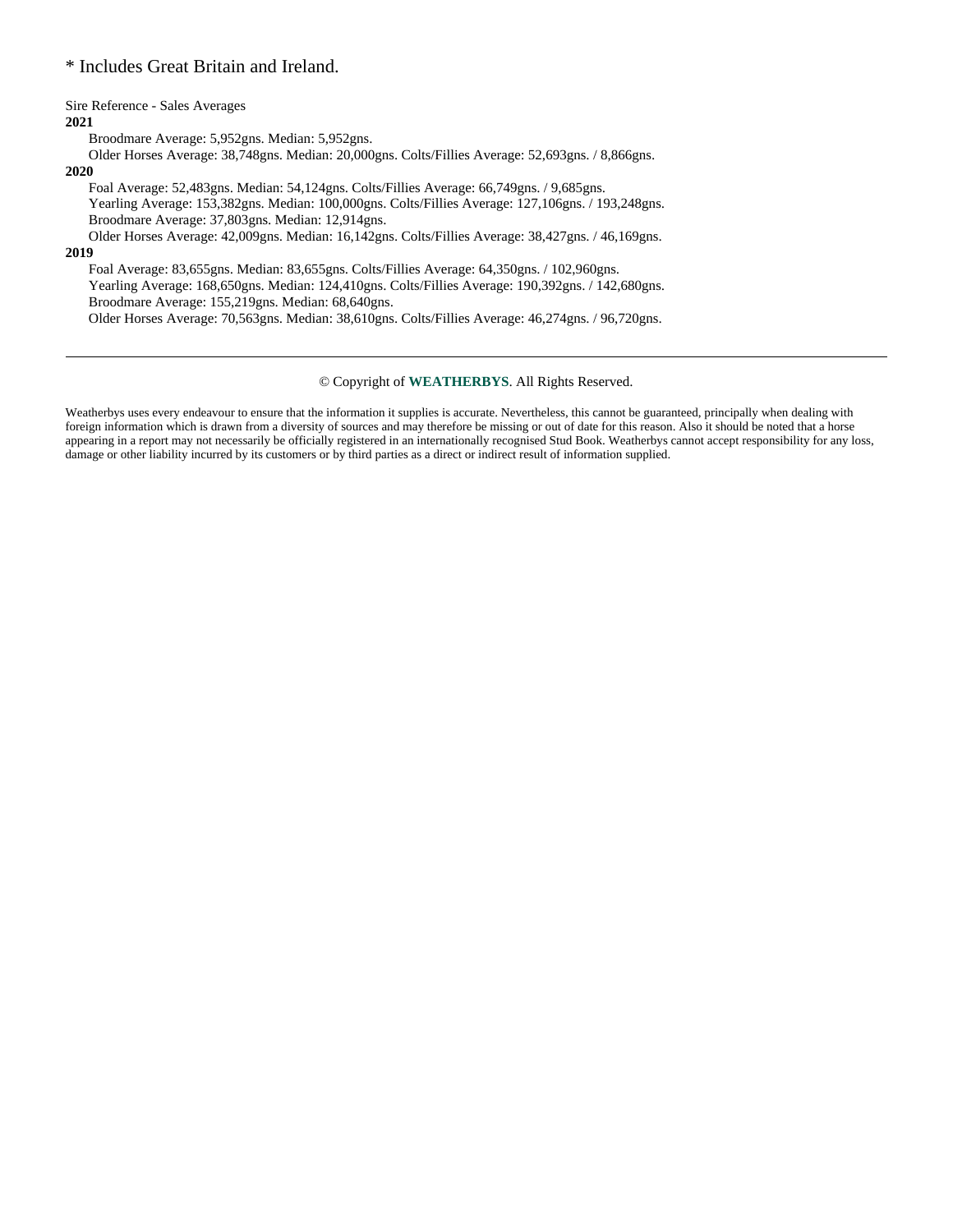\* Includes Great Britain and Ireland.

Sire Reference - Sales Averages

**2021**

Broodmare Average: 5,952gns. Median: 5,952gns.

Older Horses Average: 38,748gns. Median: 20,000gns. Colts/Fillies Average: 52,693gns. / 8,866gns.

**2020**

Foal Average: 52,483gns. Median: 54,124gns. Colts/Fillies Average: 66,749gns. / 9,685gns.

Yearling Average: 153,382gns. Median: 100,000gns. Colts/Fillies Average: 127,106gns. / 193,248gns.

Broodmare Average: 37,803gns. Median: 12,914gns.

Older Horses Average: 42,009gns. Median: 16,142gns. Colts/Fillies Average: 38,427gns. / 46,169gns.

**2019**

Foal Average: 83,655gns. Median: 83,655gns. Colts/Fillies Average: 64,350gns. / 102,960gns.

Yearling Average: 168,650gns. Median: 124,410gns. Colts/Fillies Average: 190,392gns. / 142,680gns.

Broodmare Average: 155,219gns. Median: 68,640gns.

Older Horses Average: 70,563gns. Median: 38,610gns. Colts/Fillies Average: 46,274gns. / 96,720gns.

---

© Copyright of **WEATHERBYS**. All Rights Reserved.

Weatherbys uses every endeavour to ensure that the information it supplies is accurate. Nevertheless, this cannot be guaranteed, principally when dealing with foreign information which is drawn from a diversity of sources and may therefore be missing or out of date for this reason. Also it should be noted that a horse appearing in a report may not necessarily be officially registered in an internationally recognised Stud Book. Weatherbys cannot accept responsibility for any loss, damage or other liability incurred by its customers or by third parties as a direct or indirect result of information supplied.